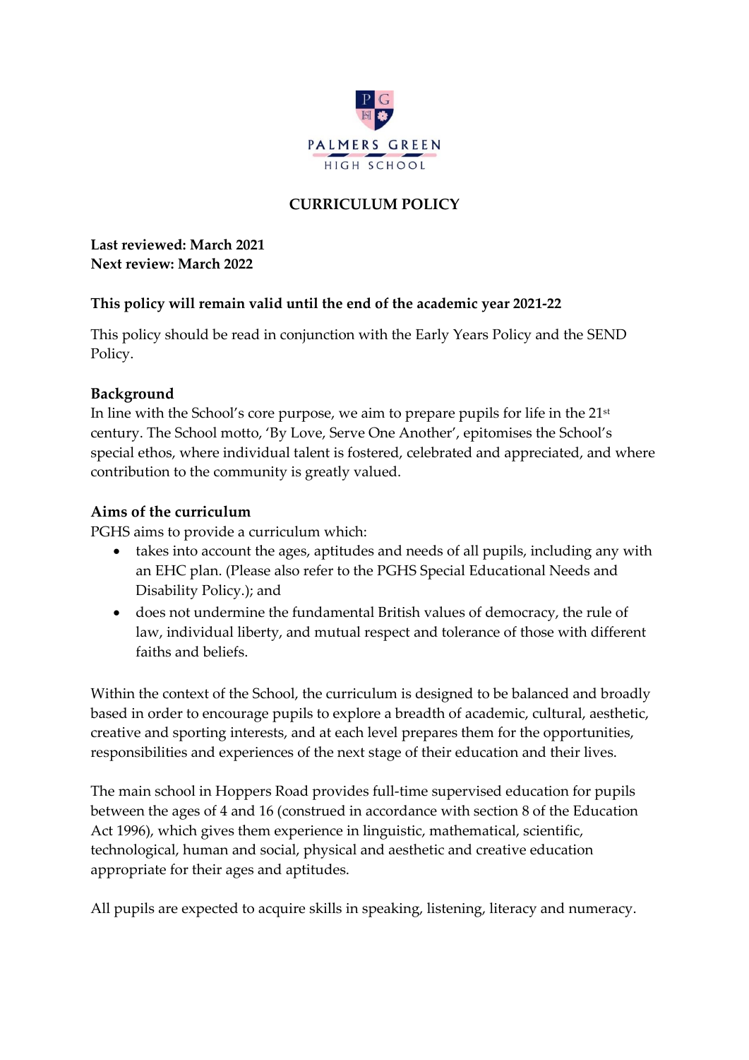PALMERS GREEN
HIGH SCHOOL

# CURRICULUM POLICY

**Last reviewed: March 2021**
**Next review: March 2022**

**This policy will remain valid until the end of the academic year 2021-22**

This policy should be read in conjunction with the Early Years Policy and the SEND Policy.

## Background

In line with the School's core purpose, we aim to prepare pupils for life in the 21st century. The School motto, 'By Love, Serve One Another', epitomises the School's special ethos, where individual talent is fostered, celebrated and appreciated, and where contribution to the community is greatly valued.

## Aims of the curriculum

PGHS aims to provide a curriculum which:

- takes into account the ages, aptitudes and needs of all pupils, including any with an EHC plan. (Please also refer to the PGHS Special Educational Needs and Disability Policy.); and
- does not undermine the fundamental British values of democracy, the rule of law, individual liberty, and mutual respect and tolerance of those with different faiths and beliefs.

Within the context of the School, the curriculum is designed to be balanced and broadly based in order to encourage pupils to explore a breadth of academic, cultural, aesthetic, creative and sporting interests, and at each level prepares them for the opportunities, responsibilities and experiences of the next stage of their education and their lives.

The main school in Hoppers Road provides full-time supervised education for pupils between the ages of 4 and 16 (construed in accordance with section 8 of the Education Act 1996), which gives them experience in linguistic, mathematical, scientific, technological, human and social, physical and aesthetic and creative education appropriate for their ages and aptitudes.

All pupils are expected to acquire skills in speaking, listening, literacy and numeracy.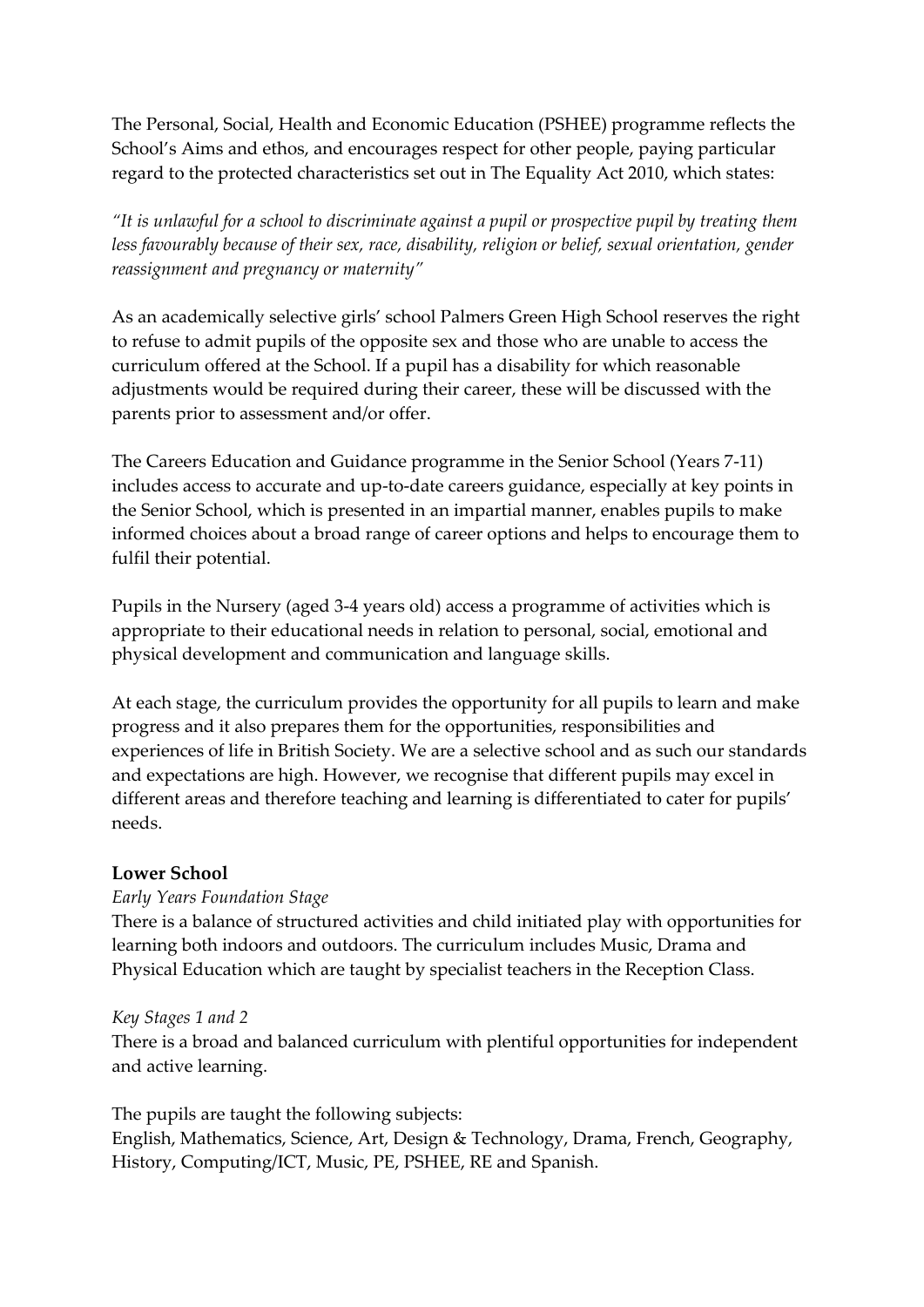The Personal, Social, Health and Economic Education (PSHEE) programme reflects the School's Aims and ethos, and encourages respect for other people, paying particular regard to the protected characteristics set out in The Equality Act 2010, which states:

*"It is unlawful for a school to discriminate against a pupil or prospective pupil by treating them less favourably because of their sex, race, disability, religion or belief, sexual orientation, gender reassignment and pregnancy or maternity"*

As an academically selective girls' school Palmers Green High School reserves the right to refuse to admit pupils of the opposite sex and those who are unable to access the curriculum offered at the School. If a pupil has a disability for which reasonable adjustments would be required during their career, these will be discussed with the parents prior to assessment and/or offer.

The Careers Education and Guidance programme in the Senior School (Years 7-11) includes access to accurate and up-to-date careers guidance, especially at key points in the Senior School, which is presented in an impartial manner, enables pupils to make informed choices about a broad range of career options and helps to encourage them to fulfil their potential.

Pupils in the Nursery (aged 3-4 years old) access a programme of activities which is appropriate to their educational needs in relation to personal, social, emotional and physical development and communication and language skills.

At each stage, the curriculum provides the opportunity for all pupils to learn and make progress and it also prepares them for the opportunities, responsibilities and experiences of life in British Society. We are a selective school and as such our standards and expectations are high. However, we recognise that different pupils may excel in different areas and therefore teaching and learning is differentiated to cater for pupils' needs.

**Lower School**

*Early Years Foundation Stage*

There is a balance of structured activities and child initiated play with opportunities for learning both indoors and outdoors. The curriculum includes Music, Drama and Physical Education which are taught by specialist teachers in the Reception Class.

*Key Stages 1 and 2*

There is a broad and balanced curriculum with plentiful opportunities for independent and active learning.

The pupils are taught the following subjects:
English, Mathematics, Science, Art, Design & Technology, Drama, French, Geography, History, Computing/ICT, Music, PE, PSHEE, RE and Spanish.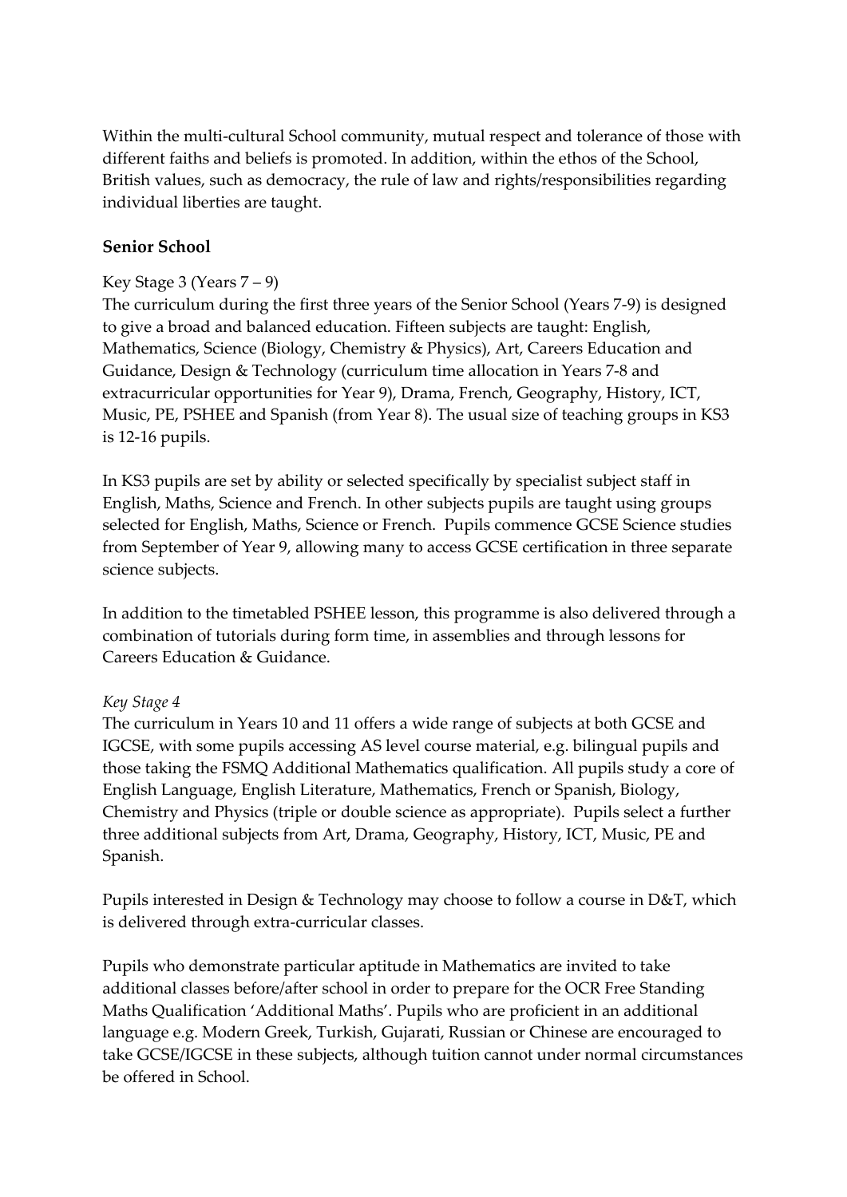Within the multi-cultural School community, mutual respect and tolerance of those with different faiths and beliefs is promoted. In addition, within the ethos of the School, British values, such as democracy, the rule of law and rights/responsibilities regarding individual liberties are taught.

## Senior School

Key Stage 3 (Years 7 – 9)

The curriculum during the first three years of the Senior School (Years 7-9) is designed to give a broad and balanced education. Fifteen subjects are taught: English, Mathematics, Science (Biology, Chemistry & Physics), Art, Careers Education and Guidance, Design & Technology (curriculum time allocation in Years 7-8 and extracurricular opportunities for Year 9), Drama, French, Geography, History, ICT, Music, PE, PSHEE and Spanish (from Year 8). The usual size of teaching groups in KS3 is 12-16 pupils.

In KS3 pupils are set by ability or selected specifically by specialist subject staff in English, Maths, Science and French. In other subjects pupils are taught using groups selected for English, Maths, Science or French. Pupils commence GCSE Science studies from September of Year 9, allowing many to access GCSE certification in three separate science subjects.

In addition to the timetabled PSHEE lesson, this programme is also delivered through a combination of tutorials during form time, in assemblies and through lessons for Careers Education & Guidance.

*Key Stage 4*

The curriculum in Years 10 and 11 offers a wide range of subjects at both GCSE and IGCSE, with some pupils accessing AS level course material, e.g. bilingual pupils and those taking the FSMQ Additional Mathematics qualification. All pupils study a core of English Language, English Literature, Mathematics, French or Spanish, Biology, Chemistry and Physics (triple or double science as appropriate). Pupils select a further three additional subjects from Art, Drama, Geography, History, ICT, Music, PE and Spanish.

Pupils interested in Design & Technology may choose to follow a course in D&T, which is delivered through extra-curricular classes.

Pupils who demonstrate particular aptitude in Mathematics are invited to take additional classes before/after school in order to prepare for the OCR Free Standing Maths Qualification 'Additional Maths'. Pupils who are proficient in an additional language e.g. Modern Greek, Turkish, Gujarati, Russian or Chinese are encouraged to take GCSE/IGCSE in these subjects, although tuition cannot under normal circumstances be offered in School.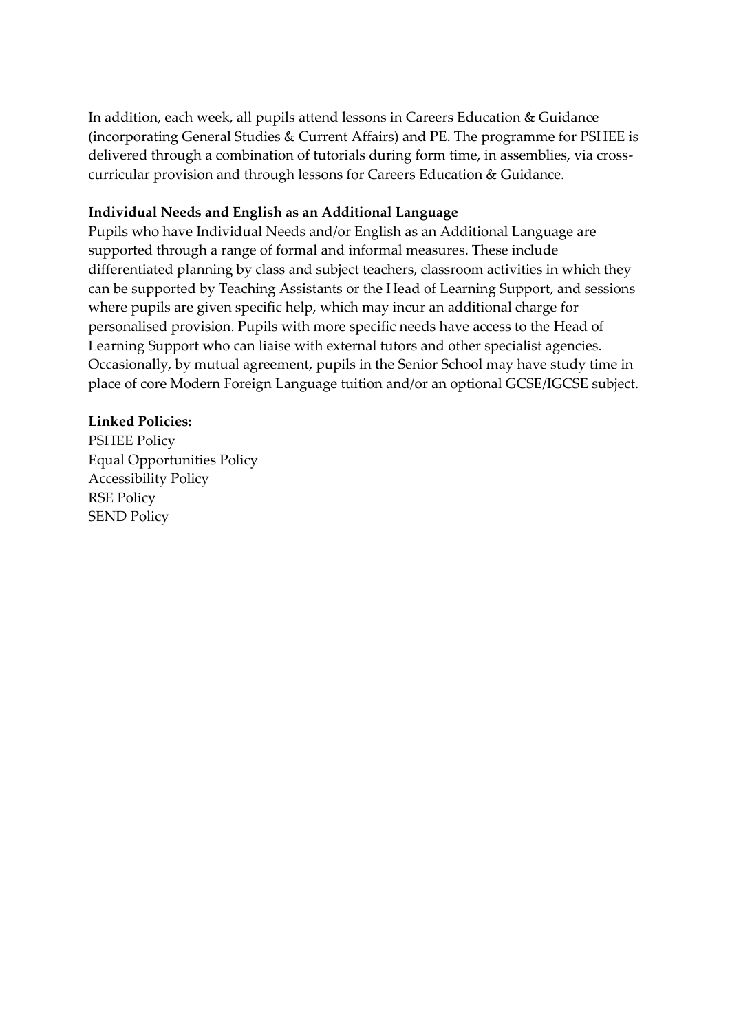In addition, each week, all pupils attend lessons in Careers Education & Guidance (incorporating General Studies & Current Affairs) and PE. The programme for PSHEE is delivered through a combination of tutorials during form time, in assemblies, via cross-curricular provision and through lessons for Careers Education & Guidance.

**Individual Needs and English as an Additional Language**

Pupils who have Individual Needs and/or English as an Additional Language are supported through a range of formal and informal measures. These include differentiated planning by class and subject teachers, classroom activities in which they can be supported by Teaching Assistants or the Head of Learning Support, and sessions where pupils are given specific help, which may incur an additional charge for personalised provision. Pupils with more specific needs have access to the Head of Learning Support who can liaise with external tutors and other specialist agencies. Occasionally, by mutual agreement, pupils in the Senior School may have study time in place of core Modern Foreign Language tuition and/or an optional GCSE/IGCSE subject.

**Linked Policies:**

PSHEE Policy
Equal Opportunities Policy
Accessibility Policy
RSE Policy
SEND Policy